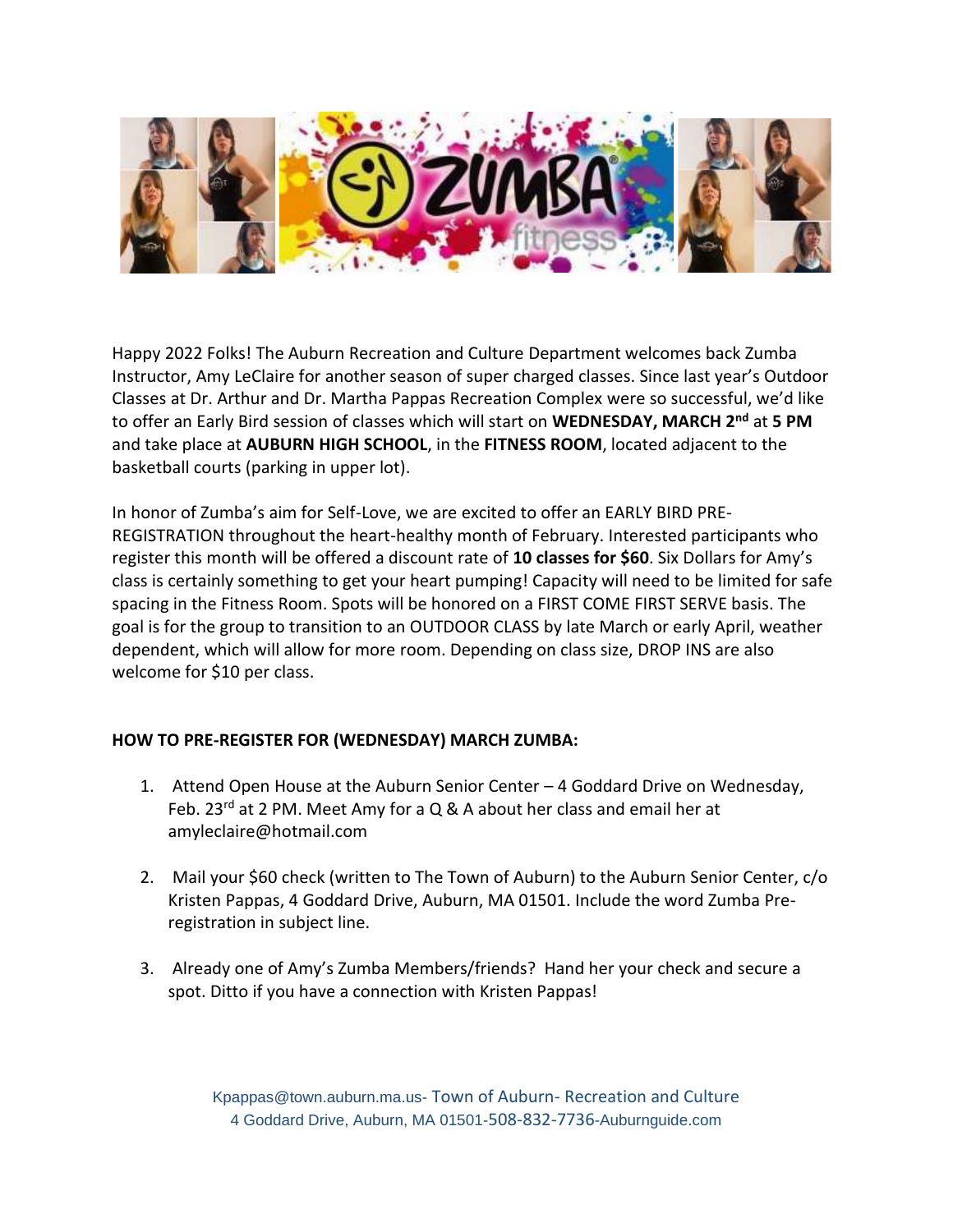Happy 2022 Folks! The Auburn Recreation and Culture Department welcomes back Zumba Instructor, Amy LeClaire for another season of super charged classes. Since last year's Outdoor Classes at Dr. Arthur and Dr. Martha Pappas Recreation Complex were so successful, we'd like to offer an Early Bird session of classes which will start on **WEDNESDAY, MARCH 2nd** at **5 PM** and take place at **AUBURN HIGH SCHOOL**, in the **FITNESS ROOM**, located adjacent to the basketball courts (parking in upper lot).

In honor of Zumba's aim for Self-Love, we are excited to offer an EARLY BIRD PRE-REGISTRATION throughout the heart-healthy month of February. Interested participants who register this month will be offered a discount rate of **10 classes for $60**. Six Dollars for Amy's class is certainly something to get your heart pumping! Capacity will need to be limited for safe spacing in the Fitness Room. Spots will be honored on a FIRST COME FIRST SERVE basis. The goal is for the group to transition to an OUTDOOR CLASS by late March or early April, weather dependent, which will allow for more room. Depending on class size, DROP INS are also welcome for $10 per class.

**HOW TO PRE-REGISTER FOR (WEDNESDAY) MARCH ZUMBA:**

1. Attend Open House at the Auburn Senior Center – 4 Goddard Drive on Wednesday, Feb. 23rd at 2 PM. Meet Amy for a Q & A about her class and email her at amyleclaire@hotmail.com
2. Mail your $60 check (written to The Town of Auburn) to the Auburn Senior Center, c/o Kristen Pappas, 4 Goddard Drive, Auburn, MA 01501. Include the word Zumba Pre-registration in subject line.
3. Already one of Amy's Zumba Members/friends? Hand her your check and secure a spot. Ditto if you have a connection with Kristen Pappas!

Kpappas@town.auburn.ma.us- Town of Auburn- Recreation and Culture
4 Goddard Drive, Auburn, MA 01501-508-832-7736-Auburnguide.com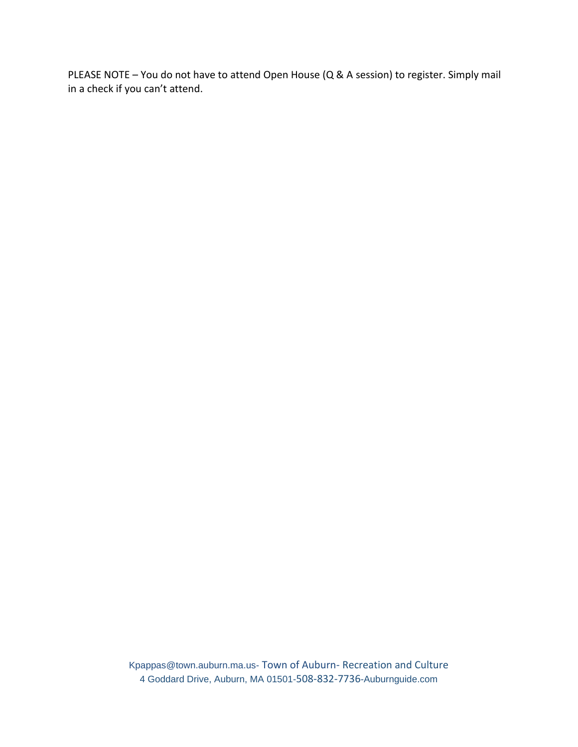PLEASE NOTE – You do not have to attend Open House (Q & A session) to register. Simply mail in a check if you can't attend.